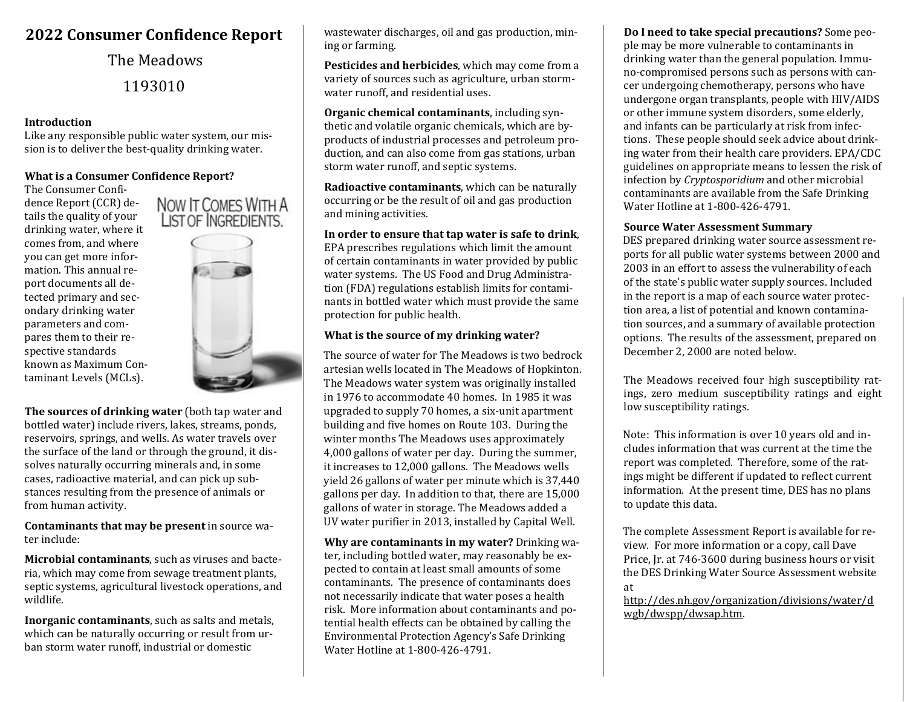# 2022 Consumer Confidence Report

## The Meadows

## 1193010

**Introduction**
Like any responsible public water system, our mission is to deliver the best-quality drinking water.

**What is a Consumer Confidence Report?**
The Consumer Confidence Report (CCR) details the quality of your drinking water, where it comes from, and where you can get more information. This annual report documents all detected primary and secondary drinking water parameters and compares them to their respective standards known as Maximum Contaminant Levels (MCLs).

NOW IT COMES WITH A LIST OF INGREDIENTS.

**The sources of drinking water** (both tap water and bottled water) include rivers, lakes, streams, ponds, reservoirs, springs, and wells. As water travels over the surface of the land or through the ground, it dissolves naturally occurring minerals and, in some cases, radioactive material, and can pick up substances resulting from the presence of animals or from human activity.

**Contaminants that may be present** in source water include:

**Microbial contaminants**, such as viruses and bacteria, which may come from sewage treatment plants, septic systems, agricultural livestock operations, and wildlife.

**Inorganic contaminants**, such as salts and metals, which can be naturally occurring or result from urban storm water runoff, industrial or domestic wastewater discharges, oil and gas production, mining or farming.

**Pesticides and herbicides**, which may come from a variety of sources such as agriculture, urban stormwater runoff, and residential uses.

**Organic chemical contaminants**, including synthetic and volatile organic chemicals, which are byproducts of industrial processes and petroleum production, and can also come from gas stations, urban storm water runoff, and septic systems.

**Radioactive contaminants**, which can be naturally occurring or be the result of oil and gas production and mining activities.

**In order to ensure that tap water is safe to drink**, EPA prescribes regulations which limit the amount of certain contaminants in water provided by public water systems. The US Food and Drug Administration (FDA) regulations establish limits for contaminants in bottled water which must provide the same protection for public health.

**What is the source of my drinking water?**

The source of water for The Meadows is two bedrock artesian wells located in The Meadows of Hopkinton. The Meadows water system was originally installed in 1976 to accommodate 40 homes. In 1985 it was upgraded to supply 70 homes, a six-unit apartment building and five homes on Route 103. During the winter months The Meadows uses approximately 4,000 gallons of water per day. During the summer, it increases to 12,000 gallons. The Meadows wells yield 26 gallons of water per minute which is 37,440 gallons per day. In addition to that, there are 15,000 gallons of water in storage. The Meadows added a UV water purifier in 2013, installed by Capital Well.

**Why are contaminants in my water?** Drinking water, including bottled water, may reasonably be expected to contain at least small amounts of some contaminants. The presence of contaminants does not necessarily indicate that water poses a health risk. More information about contaminants and potential health effects can be obtained by calling the Environmental Protection Agency's Safe Drinking Water Hotline at 1-800-426-4791.

**Do I need to take special precautions?** Some people may be more vulnerable to contaminants in drinking water than the general population. Immuno-compromised persons such as persons with cancer undergoing chemotherapy, persons who have undergone organ transplants, people with HIV/AIDS or other immune system disorders, some elderly, and infants can be particularly at risk from infections. These people should seek advice about drinking water from their health care providers. EPA/CDC guidelines on appropriate means to lessen the risk of infection by *Cryptosporidium* and other microbial contaminants are available from the Safe Drinking Water Hotline at 1-800-426-4791.

**Source Water Assessment Summary**
DES prepared drinking water source assessment reports for all public water systems between 2000 and 2003 in an effort to assess the vulnerability of each of the state's public water supply sources. Included in the report is a map of each source water protection area, a list of potential and known contamination sources, and a summary of available protection options. The results of the assessment, prepared on December 2, 2000 are noted below.

The Meadows received four high susceptibility ratings, zero medium susceptibility ratings and eight low susceptibility ratings.

Note: This information is over 10 years old and includes information that was current at the time the report was completed. Therefore, some of the ratings might be different if updated to reflect current information. At the present time, DES has no plans to update this data.

The complete Assessment Report is available for review. For more information or a copy, call Dave Price, Jr. at 746-3600 during business hours or visit the DES Drinking Water Source Assessment website at http://des.nh.gov/organization/divisions/water/dwgb/dwspp/dwsap.htm.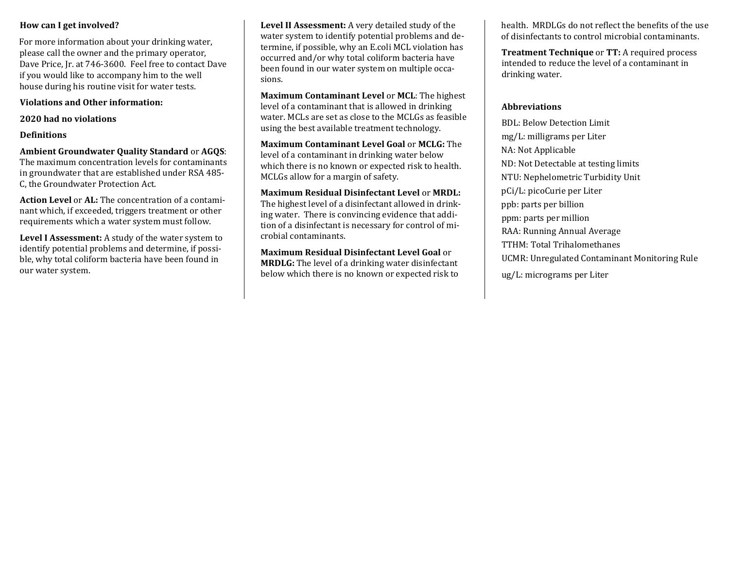**How can I get involved?**

For more information about your drinking water, please call the owner and the primary operator, Dave Price, Jr. at 746-3600. Feel free to contact Dave if you would like to accompany him to the well house during his routine visit for water tests.

**Violations and Other information:**

**2020 had no violations**

**Definitions**

**Ambient Groundwater Quality Standard** or **AGQS**: The maximum concentration levels for contaminants in groundwater that are established under RSA 485-C, the Groundwater Protection Act.

**Action Level** or **AL:** The concentration of a contaminant which, if exceeded, triggers treatment or other requirements which a water system must follow.

**Level I Assessment:** A study of the water system to identify potential problems and determine, if possible, why total coliform bacteria have been found in our water system.

**Level II Assessment:** A very detailed study of the water system to identify potential problems and determine, if possible, why an E.coli MCL violation has occurred and/or why total coliform bacteria have been found in our water system on multiple occasions.

**Maximum Contaminant Level** or **MCL**: The highest level of a contaminant that is allowed in drinking water. MCLs are set as close to the MCLGs as feasible using the best available treatment technology.

**Maximum Contaminant Level Goal** or **MCLG:** The level of a contaminant in drinking water below which there is no known or expected risk to health. MCLGs allow for a margin of safety.

**Maximum Residual Disinfectant Level** or **MRDL:** The highest level of a disinfectant allowed in drinking water. There is convincing evidence that addition of a disinfectant is necessary for control of microbial contaminants.

**Maximum Residual Disinfectant Level Goal** or **MRDLG:** The level of a drinking water disinfectant below which there is no known or expected risk to health. MRDLGs do not reflect the benefits of the use of disinfectants to control microbial contaminants.

**Treatment Technique** or **TT:** A required process intended to reduce the level of a contaminant in drinking water.

**Abbreviations**

BDL: Below Detection Limit

mg/L: milligrams per Liter

NA: Not Applicable

ND: Not Detectable at testing limits

NTU: Nephelometric Turbidity Unit

pCi/L: picoCurie per Liter

ppb: parts per billion

ppm: parts per million

RAA: Running Annual Average

TTHM: Total Trihalomethanes

UCMR: Unregulated Contaminant Monitoring Rule

ug/L: micrograms per Liter